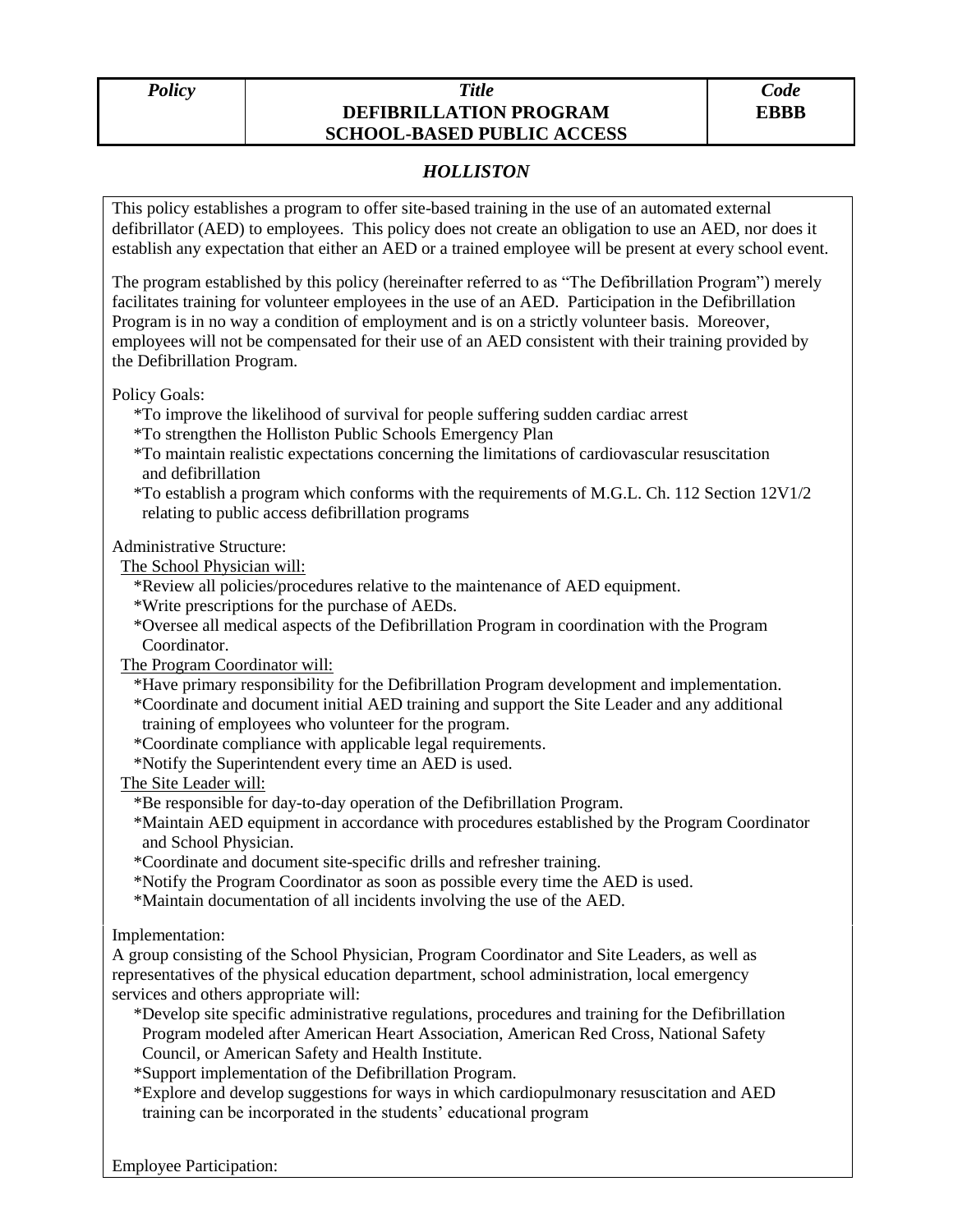| *Policy* | *Title* **DEFIBRILLATION PROGRAM SCHOOL-BASED PUBLIC ACCESS** | *Code* **EBBB** |
|---|---|---|

***HOLLISTON***

This policy establishes a program to offer site-based training in the use of an automated external defibrillator (AED) to employees. This policy does not create an obligation to use an AED, nor does it establish any expectation that either an AED or a trained employee will be present at every school event.

The program established by this policy (hereinafter referred to as "The Defibrillation Program") merely facilitates training for volunteer employees in the use of an AED. Participation in the Defibrillation Program is in no way a condition of employment and is on a strictly volunteer basis. Moreover, employees will not be compensated for their use of an AED consistent with their training provided by the Defibrillation Program.

Policy Goals:

*To improve the likelihood of survival for people suffering sudden cardiac arrest
*To strengthen the Holliston Public Schools Emergency Plan
*To maintain realistic expectations concerning the limitations of cardiovascular resuscitation and defibrillation
*To establish a program which conforms with the requirements of M.G.L. Ch. 112 Section 12V1/2 relating to public access defibrillation programs

Administrative Structure:

The School Physician will:

*Review all policies/procedures relative to the maintenance of AED equipment.
*Write prescriptions for the purchase of AEDs.
*Oversee all medical aspects of the Defibrillation Program in coordination with the Program Coordinator.

The Program Coordinator will:

*Have primary responsibility for the Defibrillation Program development and implementation.
*Coordinate and document initial AED training and support the Site Leader and any additional training of employees who volunteer for the program.
*Coordinate compliance with applicable legal requirements.
*Notify the Superintendent every time an AED is used.

The Site Leader will:

*Be responsible for day-to-day operation of the Defibrillation Program.
*Maintain AED equipment in accordance with procedures established by the Program Coordinator and School Physician.
*Coordinate and document site-specific drills and refresher training.
*Notify the Program Coordinator as soon as possible every time the AED is used.
*Maintain documentation of all incidents involving the use of the AED.

Implementation:

A group consisting of the School Physician, Program Coordinator and Site Leaders, as well as representatives of the physical education department, school administration, local emergency services and others appropriate will:

*Develop site specific administrative regulations, procedures and training for the Defibrillation Program modeled after American Heart Association, American Red Cross, National Safety Council, or American Safety and Health Institute.
*Support implementation of the Defibrillation Program.
*Explore and develop suggestions for ways in which cardiopulmonary resuscitation and AED training can be incorporated in the students' educational program

Employee Participation: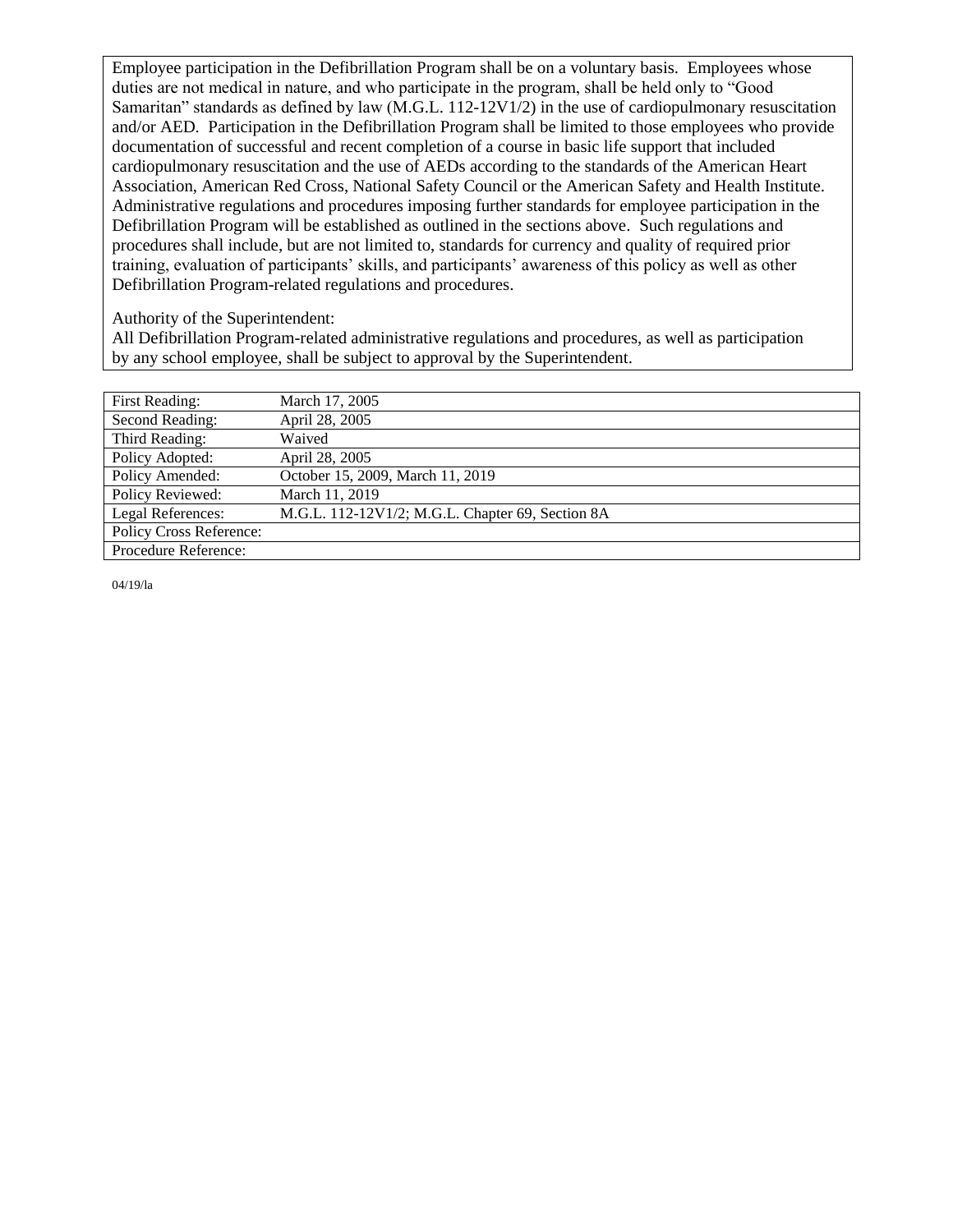Employee participation in the Defibrillation Program shall be on a voluntary basis. Employees whose duties are not medical in nature, and who participate in the program, shall be held only to "Good Samaritan" standards as defined by law (M.G.L. 112-12V1/2) in the use of cardiopulmonary resuscitation and/or AED. Participation in the Defibrillation Program shall be limited to those employees who provide documentation of successful and recent completion of a course in basic life support that included cardiopulmonary resuscitation and the use of AEDs according to the standards of the American Heart Association, American Red Cross, National Safety Council or the American Safety and Health Institute. Administrative regulations and procedures imposing further standards for employee participation in the Defibrillation Program will be established as outlined in the sections above. Such regulations and procedures shall include, but are not limited to, standards for currency and quality of required prior training, evaluation of participants' skills, and participants' awareness of this policy as well as other Defibrillation Program-related regulations and procedures.

Authority of the Superintendent:
All Defibrillation Program-related administrative regulations and procedures, as well as participation by any school employee, shall be subject to approval by the Superintendent.

| | |
|---|---|
| First Reading: | March 17, 2005 |
| Second Reading: | April 28, 2005 |
| Third Reading: | Waived |
| Policy Adopted: | April 28, 2005 |
| Policy Amended: | October 15, 2009, March 11, 2019 |
| Policy Reviewed: | March 11, 2019 |
| Legal References: | M.G.L. 112-12V1/2; M.G.L. Chapter 69, Section 8A |
| Policy Cross Reference: | |
| Procedure Reference: | |

04/19/la